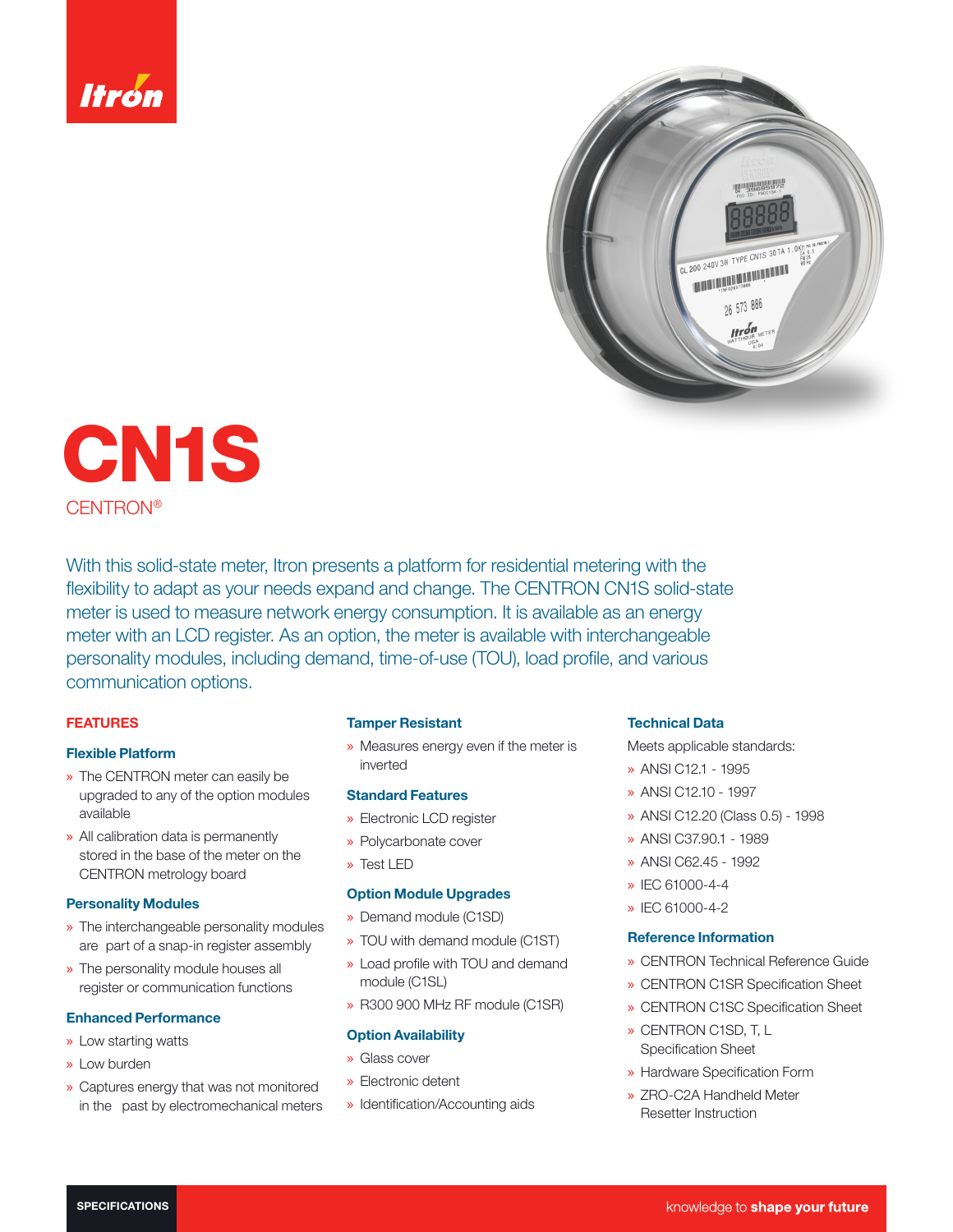# CN1S

CENTRON®

With this solid-state meter, Itron presents a platform for residential metering with the flexibility to adapt as your needs expand and change. The CENTRON CN1S solid-state meter is used to measure network energy consumption. It is available as an energy meter with an LCD register. As an option, the meter is available with interchangeable personality modules, including demand, time-of-use (TOU), load profile, and various communication options.

## FEATURES

### Flexible Platform

- The CENTRON meter can easily be upgraded to any of the option modules available
- All calibration data is permanently stored in the base of the meter on the CENTRON metrology board

### Personality Modules

- The interchangeable personality modules are part of a snap-in register assembly
- The personality module houses all register or communication functions

### Enhanced Performance

- Low starting watts
- Low burden
- Captures energy that was not monitored in the past by electromechanical meters

### Tamper Resistant

- Measures energy even if the meter is inverted

### Standard Features

- Electronic LCD register
- Polycarbonate cover
- Test LED

### Option Module Upgrades

- Demand module (C1SD)
- TOU with demand module (C1ST)
- Load profile with TOU and demand module (C1SL)
- R300 900 MHz RF module (C1SR)

### Option Availability

- Glass cover
- Electronic detent
- Identification/Accounting aids

### Technical Data

Meets applicable standards:

- ANSI C12.1 - 1995
- ANSI C12.10 - 1997
- ANSI C12.20 (Class 0.5) - 1998
- ANSI C37.90.1 - 1989
- ANSI C62.45 - 1992
- IEC 61000-4-4
- IEC 61000-4-2

### Reference Information

- CENTRON Technical Reference Guide
- CENTRON C1SR Specification Sheet
- CENTRON C1SC Specification Sheet
- CENTRON C1SD, T, L Specification Sheet
- Hardware Specification Form
- ZRO-C2A Handheld Meter Resetter Instruction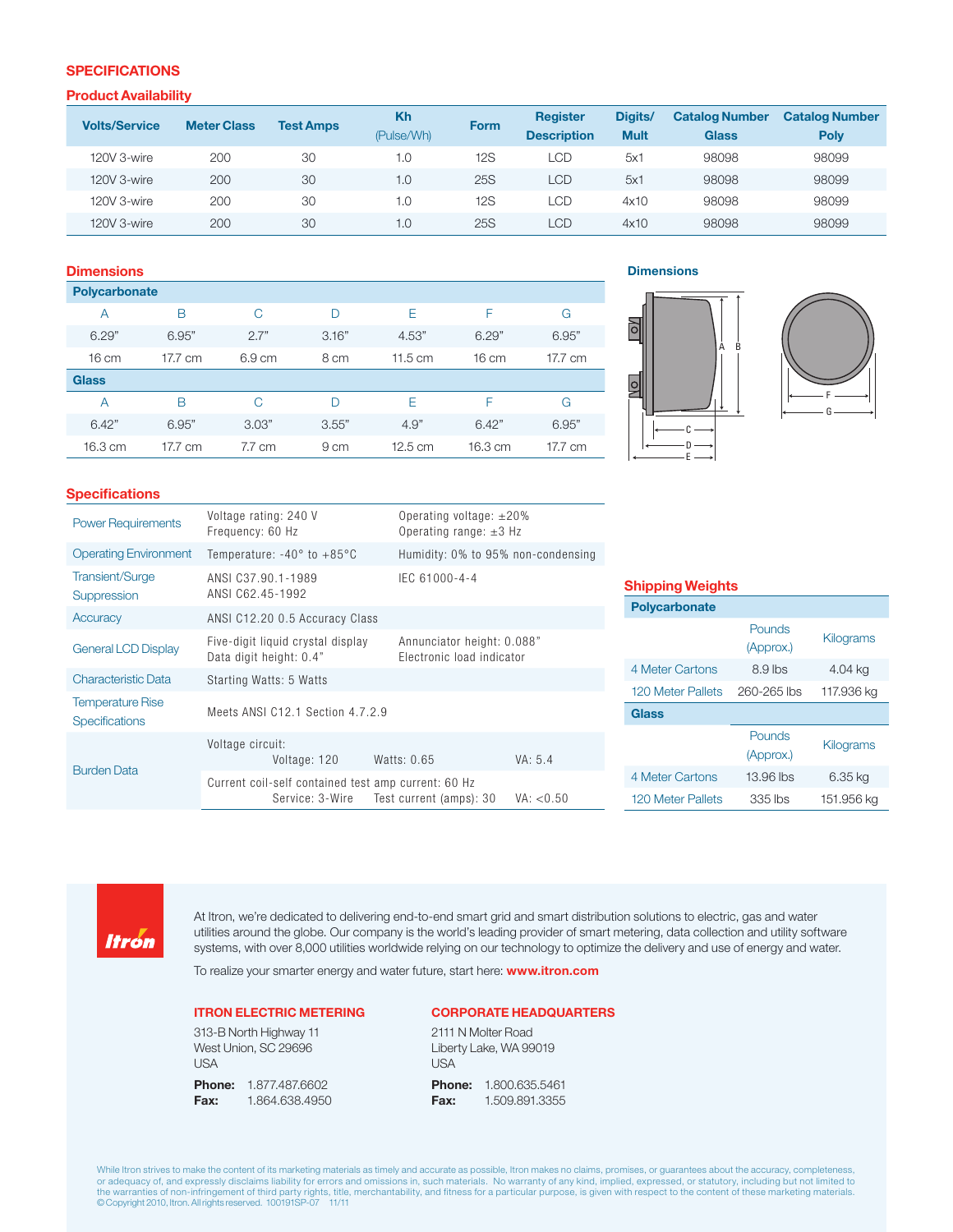## SPECIFICATIONS

### Product Availability

| Volts/Service | Meter Class | Test Amps | Kh (Pulse/Wh) | Form | Register Description | Digits/ Mult | Catalog Number Glass | Catalog Number Poly |
|---|---|---|---|---|---|---|---|---|
| 120V 3-wire | 200 | 30 | 1.0 | 12S | LCD | 5x1 | 98098 | 98099 |
| 120V 3-wire | 200 | 30 | 1.0 | 25S | LCD | 5x1 | 98098 | 98099 |
| 120V 3-wire | 200 | 30 | 1.0 | 12S | LCD | 4x10 | 98098 | 98099 |
| 120V 3-wire | 200 | 30 | 1.0 | 25S | LCD | 4x10 | 98098 | 98099 |

### Dimensions

**Polycarbonate**

| A | B | C | D | E | F | G |
|---|---|---|---|---|---|---|
| 6.29" | 6.95" | 2.7" | 3.16" | 4.53" | 6.29" | 6.95" |
| 16 cm | 17.7 cm | 6.9 cm | 8 cm | 11.5 cm | 16 cm | 17.7 cm |

**Glass**

| A | B | C | D | E | F | G |
|---|---|---|---|---|---|---|
| 6.42" | 6.95" | 3.03" | 3.55" | 4.9" | 6.42" | 6.95" |
| 16.3 cm | 17.7 cm | 7.7 cm | 9 cm | 12.5 cm | 16.3 cm | 17.7 cm |

**Dimensions**

A B C D E F G

### Specifications

| | | |
|---|---|---|
| Power Requirements | Voltage rating: 240 V<br>Frequency: 60 Hz | Operating voltage: ±20%<br>Operating range: ±3 Hz |
| Operating Environment | Temperature: -40° to +85°C | Humidity: 0% to 95% non-condensing |
| Transient/Surge Suppression | ANSI C37.90.1-1989<br>ANSI C62.45-1992 | IEC 61000-4-4 |
| Accuracy | ANSI C12.20 0.5 Accuracy Class | |
| General LCD Display | Five-digit liquid crystal display<br>Data digit height: 0.4" | Annunciator height: 0.088"<br>Electronic load indicator |
| Characteristic Data | Starting Watts: 5 Watts | |
| Temperature Rise Specifications | Meets ANSI C12.1 Section 4.7.2.9 | |
| Burden Data | Voltage circuit:<br>Voltage: 120 Watts: 0.65 VA: 5.4 | |
| | Current coil-self contained test amp current: 60 Hz<br>Service: 3-Wire Test current (amps): 30 VA: <0.50 | |

### Shipping Weights

**Polycarbonate**

| | Pounds (Approx.) | Kilograms |
|---|---|---|
| 4 Meter Cartons | 8.9 lbs | 4.04 kg |
| 120 Meter Pallets | 260-265 lbs | 117.936 kg |

**Glass**

| | Pounds (Approx.) | Kilograms |
|---|---|---|
| 4 Meter Cartons | 13.96 lbs | 6.35 kg |
| 120 Meter Pallets | 335 lbs | 151.956 kg |

Itron

At Itron, we're dedicated to delivering end-to-end smart grid and smart distribution solutions to electric, gas and water utilities around the globe. Our company is the world's leading provider of smart metering, data collection and utility software systems, with over 8,000 utilities worldwide relying on our technology to optimize the delivery and use of energy and water.

To realize your smarter energy and water future, start here: **www.itron.com**

**ITRON ELECTRIC METERING**

313-B North Highway 11
West Union, SC 29696
USA

**Phone:** 1.877.487.6602
**Fax:** 1.864.638.4950

**CORPORATE HEADQUARTERS**

2111 N Molter Road
Liberty Lake, WA 99019
USA

**Phone:** 1.800.635.5461
**Fax:** 1.509.891.3355

While Itron strives to make the content of its marketing materials as timely and accurate as possible, Itron makes no claims, promises, or guarantees about the accuracy, completeness, or adequacy of, and expressly disclaims liability for errors and omissions in, such materials. No warranty of any kind, implied, expressed, or statutory, including but not limited to the warranties of non-infringement of third party rights, title, merchantability, and fitness for a particular purpose, is given with respect to the content of these marketing materials. © Copyright 2010, Itron. All rights reserved. 100191SP-07 11/11